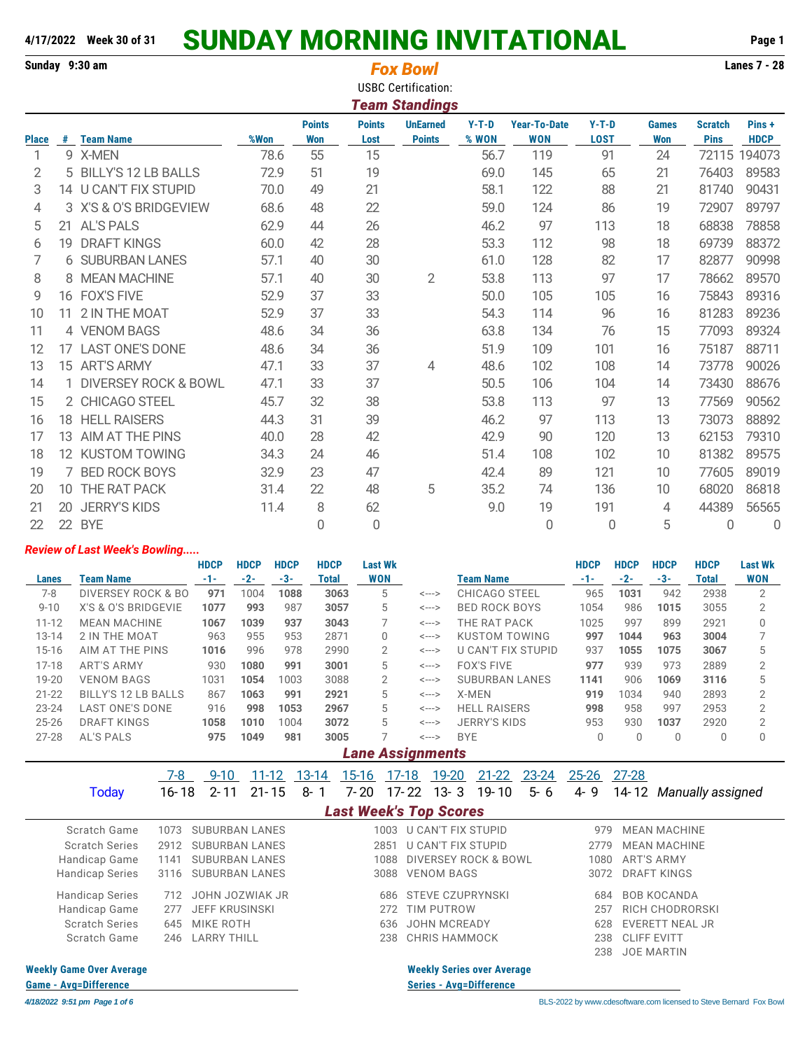**4/17/2022 Week 30 of 31**

# SUNDAY MORNING INVITATIONAL

**Sunday 9:30 am**

## *Fox Bowl*

**Lanes 7 - 28**

USBC Certification:

### *Team Standings*

| Place | # | Team Name | %Won | Points Won | Points Lost | UnEarned Points | Y-T-D % WON | Year-To-Date WON | Y-T-D LOST | Games Won | Scratch Pins | Pins + HDCP |
|---|---|---|---|---|---|---|---|---|---|---|---|---|
| 1 | 9 | X-MEN | 78.6 | 55 | 15 | | 56.7 | 119 | 91 | 24 | 72115 | 194073 |
| 2 | 5 | BILLY'S 12 LB BALLS | 72.9 | 51 | 19 | | 69.0 | 145 | 65 | 21 | 76403 | 89583 |
| 3 | 14 | U CAN'T FIX STUPID | 70.0 | 49 | 21 | | 58.1 | 122 | 88 | 21 | 81740 | 90431 |
| 4 | 3 | X'S & O'S BRIDGEVIEW | 68.6 | 48 | 22 | | 59.0 | 124 | 86 | 19 | 72907 | 89797 |
| 5 | 21 | AL'S PALS | 62.9 | 44 | 26 | | 46.2 | 97 | 113 | 18 | 68838 | 78858 |
| 6 | 19 | DRAFT KINGS | 60.0 | 42 | 28 | | 53.3 | 112 | 98 | 18 | 69739 | 88372 |
| 7 | 6 | SUBURBAN LANES | 57.1 | 40 | 30 | | 61.0 | 128 | 82 | 17 | 82877 | 90998 |
| 8 | 8 | MEAN MACHINE | 57.1 | 40 | 30 | 2 | 53.8 | 113 | 97 | 17 | 78662 | 89570 |
| 9 | 16 | FOX'S FIVE | 52.9 | 37 | 33 | | 50.0 | 105 | 105 | 16 | 75843 | 89316 |
| 10 | 11 | 2 IN THE MOAT | 52.9 | 37 | 33 | | 54.3 | 114 | 96 | 16 | 81283 | 89236 |
| 11 | 4 | VENOM BAGS | 48.6 | 34 | 36 | | 63.8 | 134 | 76 | 15 | 77093 | 89324 |
| 12 | 17 | LAST ONE'S DONE | 48.6 | 34 | 36 | | 51.9 | 109 | 101 | 16 | 75187 | 88711 |
| 13 | 15 | ART'S ARMY | 47.1 | 33 | 37 | 4 | 48.6 | 102 | 108 | 14 | 73778 | 90026 |
| 14 | 1 | DIVERSEY ROCK & BOWL | 47.1 | 33 | 37 | | 50.5 | 106 | 104 | 14 | 73430 | 88676 |
| 15 | 2 | CHICAGO STEEL | 45.7 | 32 | 38 | | 53.8 | 113 | 97 | 13 | 77569 | 90562 |
| 16 | 18 | HELL RAISERS | 44.3 | 31 | 39 | | 46.2 | 97 | 113 | 13 | 73073 | 88892 |
| 17 | 13 | AIM AT THE PINS | 40.0 | 28 | 42 | | 42.9 | 90 | 120 | 13 | 62153 | 79310 |
| 18 | 12 | KUSTOM TOWING | 34.3 | 24 | 46 | | 51.4 | 108 | 102 | 10 | 81382 | 89575 |
| 19 | 7 | BED ROCK BOYS | 32.9 | 23 | 47 | | 42.4 | 89 | 121 | 10 | 77605 | 89019 |
| 20 | 10 | THE RAT PACK | 31.4 | 22 | 48 | 5 | 35.2 | 74 | 136 | 10 | 68020 | 86818 |
| 21 | 20 | JERRY'S KIDS | 11.4 | 8 | 62 | | 9.0 | 19 | 191 | 4 | 44389 | 56565 |
| 22 | 22 | BYE | | 0 | 0 | | | 0 | 0 | 5 | 0 | 0 |

*Review of Last Week's Bowling.....*

| Lanes | Team Name | HDCP -1- | HDCP -2- | HDCP -3- | HDCP Total | Last Wk WON | | Team Name | HDCP -1- | HDCP -2- | HDCP -3- | HDCP Total | Last Wk WON |
|---|---|---|---|---|---|---|---|---|---|---|---|---|---|
| 7-8 | DIVERSEY ROCK & BO | **971** | 1004 | **1088** | **3063** | 5 | <---> | CHICAGO STEEL | 965 | **1031** | 942 | 2938 | 2 |
| 9-10 | X'S & O'S BRIDGEVIE | **1077** | **993** | 987 | **3057** | 5 | <---> | BED ROCK BOYS | 1054 | 986 | **1015** | 3055 | 2 |
| 11-12 | MEAN MACHINE | **1067** | **1039** | **937** | **3043** | 7 | <---> | THE RAT PACK | 1025 | 997 | 899 | 2921 | 0 |
| 13-14 | 2 IN THE MOAT | 963 | 955 | 953 | 2871 | 0 | <---> | KUSTOM TOWING | **997** | **1044** | **963** | **3004** | 7 |
| 15-16 | AIM AT THE PINS | **1016** | 996 | 978 | 2990 | 2 | <---> | U CAN'T FIX STUPID | 937 | **1055** | **1075** | **3067** | 5 |
| 17-18 | ART'S ARMY | 930 | **1080** | **991** | **3001** | 5 | <---> | FOX'S FIVE | **977** | 939 | 973 | 2889 | 2 |
| 19-20 | VENOM BAGS | 1031 | **1054** | 1003 | 3088 | 2 | <---> | SUBURBAN LANES | **1141** | 906 | **1069** | **3116** | 5 |
| 21-22 | BILLY'S 12 LB BALLS | 867 | **1063** | **991** | **2921** | 5 | <---> | X-MEN | **919** | 1034 | 940 | 2893 | 2 |
| 23-24 | LAST ONE'S DONE | 916 | **998** | **1053** | **2967** | 5 | <---> | HELL RAISERS | **998** | 958 | 997 | 2953 | 2 |
| 25-26 | DRAFT KINGS | **1058** | **1010** | 1004 | **3072** | 5 | <---> | JERRY'S KIDS | 953 | 930 | **1037** | 2920 | 2 |
| 27-28 | AL'S PALS | **975** | **1049** | **981** | **3005** | 7 | <---> | BYE | 0 | 0 | 0 | 0 | 0 |

### *Lane Assignments*

| | 7-8 | 9-10 | 11-12 | 13-14 | 15-16 | 17-18 | 19-20 | 21-22 | 23-24 | 25-26 | 27-28 | |
|---|---|---|---|---|---|---|---|---|---|---|---|---|
| Today | 16-18 | 2-11 | 21-15 | 8-1 | 7-20 | 17-22 | 13-3 | 19-10 | 5-6 | 4-9 | 14-12 | *Manually assigned* |

### *Last Week's Top Scores*

| | | | | | | |
|---|---|---|---|---|---|---|
| Scratch Game | 1073 | SUBURBAN LANES | 1003 | U CAN'T FIX STUPID | 979 | MEAN MACHINE |
| Scratch Series | 2912 | SUBURBAN LANES | 2851 | U CAN'T FIX STUPID | 2779 | MEAN MACHINE |
| Handicap Game | 1141 | SUBURBAN LANES | 1088 | DIVERSEY ROCK & BOWL | 1080 | ART'S ARMY |
| Handicap Series | 3116 | SUBURBAN LANES | 3088 | VENOM BAGS | 3072 | DRAFT KINGS |
| Handicap Series | 712 | JOHN JOZWIAK JR | 686 | STEVE CZUPRYNSKI | 684 | BOB KOCANDA |
| Handicap Game | 277 | JEFF KRUSINSKI | 272 | TIM PUTROW | 257 | RICH CHODRORSKI |
| Scratch Series | 645 | MIKE ROTH | 636 | JOHN MCREADY | 628 | EVERETT NEAL JR |
| Scratch Game | 246 | LARRY THILL | 238 | CHRIS HAMMOCK | 238 | CLIFF EVITT |
| | | | | | 238 | JOE MARTIN |

**Weekly Game Over Average**

**Game - Avg=Difference**

**Weekly Series over Average**

**Series - Avg=Difference**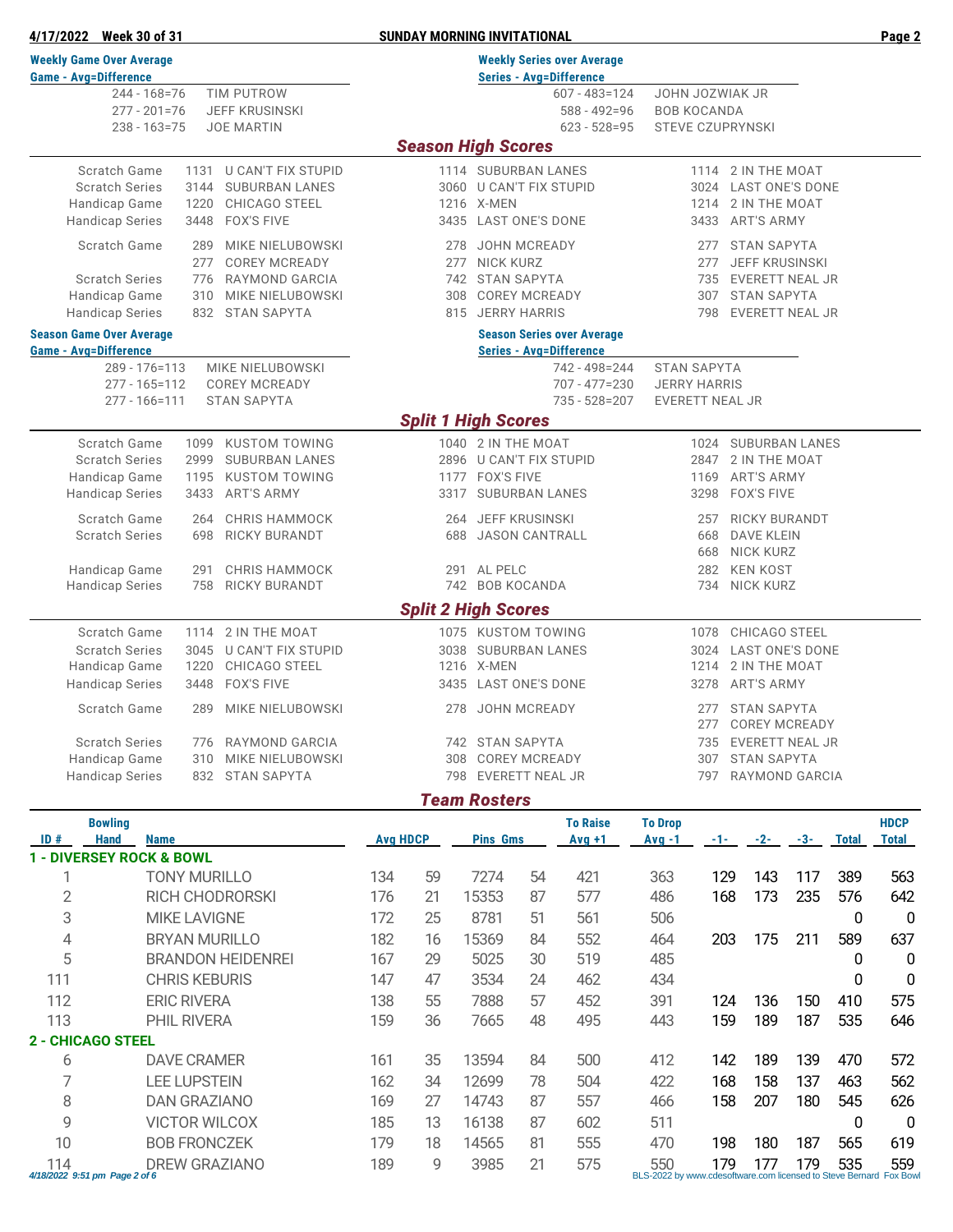**Weekly Game Over Average**

| Game - Avg=Difference | |
|---|---|
| 244 - 168=76 | TIM PUTROW |
| 277 - 201=76 | JEFF KRUSINSKI |
| 238 - 163=75 | JOE MARTIN |

**Weekly Series over Average**

| Series - Avg=Difference | |
|---|---|
| 607 - 483=124 | JOHN JOZWIAK JR |
| 588 - 492=96 | BOB KOCANDA |
| 623 - 528=95 | STEVE CZUPRYNSKI |

## *Season High Scores*

| | | | | | | |
|---|---|---|---|---|---|---|
| Scratch Game | 1131 | U CAN'T FIX STUPID | 1114 | SUBURBAN LANES | 1114 | 2 IN THE MOAT |
| Scratch Series | 3144 | SUBURBAN LANES | 3060 | U CAN'T FIX STUPID | 3024 | LAST ONE'S DONE |
| Handicap Game | 1220 | CHICAGO STEEL | 1216 | X-MEN | 1214 | 2 IN THE MOAT |
| Handicap Series | 3448 | FOX'S FIVE | 3435 | LAST ONE'S DONE | 3433 | ART'S ARMY |

| | | | | | | |
|---|---|---|---|---|---|---|
| Scratch Game | 289 | MIKE NIELUBOWSKI | 278 | JOHN MCREADY | 277 | STAN SAPYTA |
| | 277 | COREY MCREADY | 277 | NICK KURZ | 277 | JEFF KRUSINSKI |
| Scratch Series | 776 | RAYMOND GARCIA | 742 | STAN SAPYTA | 735 | EVERETT NEAL JR |
| Handicap Game | 310 | MIKE NIELUBOWSKI | 308 | COREY MCREADY | 307 | STAN SAPYTA |
| Handicap Series | 832 | STAN SAPYTA | 815 | JERRY HARRIS | 798 | EVERETT NEAL JR |

**Season Game Over Average**

| Game - Avg=Difference | |
|---|---|
| 289 - 176=113 | MIKE NIELUBOWSKI |
| 277 - 165=112 | COREY MCREADY |
| 277 - 166=111 | STAN SAPYTA |

**Season Series over Average**

| Series - Avg=Difference | |
|---|---|
| 742 - 498=244 | STAN SAPYTA |
| 707 - 477=230 | JERRY HARRIS |
| 735 - 528=207 | EVERETT NEAL JR |

## *Split 1 High Scores*

| | | | | | | |
|---|---|---|---|---|---|---|
| Scratch Game | 1099 | KUSTOM TOWING | 1040 | 2 IN THE MOAT | 1024 | SUBURBAN LANES |
| Scratch Series | 2999 | SUBURBAN LANES | 2896 | U CAN'T FIX STUPID | 2847 | 2 IN THE MOAT |
| Handicap Game | 1195 | KUSTOM TOWING | 1177 | FOX'S FIVE | 1169 | ART'S ARMY |
| Handicap Series | 3433 | ART'S ARMY | 3317 | SUBURBAN LANES | 3298 | FOX'S FIVE |

| | | | | | | |
|---|---|---|---|---|---|---|
| Scratch Game | 264 | CHRIS HAMMOCK | 264 | JEFF KRUSINSKI | 257 | RICKY BURANDT |
| Scratch Series | 698 | RICKY BURANDT | 688 | JASON CANTRALL | 668 | DAVE KLEIN |
| | | | | | 668 | NICK KURZ |
| Handicap Game | 291 | CHRIS HAMMOCK | 291 | AL PELC | 282 | KEN KOST |
| Handicap Series | 758 | RICKY BURANDT | 742 | BOB KOCANDA | 734 | NICK KURZ |

## *Split 2 High Scores*

| | | | | | | |
|---|---|---|---|---|---|---|
| Scratch Game | 1114 | 2 IN THE MOAT | 1075 | KUSTOM TOWING | 1078 | CHICAGO STEEL |
| Scratch Series | 3045 | U CAN'T FIX STUPID | 3038 | SUBURBAN LANES | 3024 | LAST ONE'S DONE |
| Handicap Game | 1220 | CHICAGO STEEL | 1216 | X-MEN | 1214 | 2 IN THE MOAT |
| Handicap Series | 3448 | FOX'S FIVE | 3435 | LAST ONE'S DONE | 3278 | ART'S ARMY |

| | | | | | | |
|---|---|---|---|---|---|---|
| Scratch Game | 289 | MIKE NIELUBOWSKI | 278 | JOHN MCREADY | 277 | STAN SAPYTA |
| | | | | | 277 | COREY MCREADY |
| Scratch Series | 776 | RAYMOND GARCIA | 742 | STAN SAPYTA | 735 | EVERETT NEAL JR |
| Handicap Game | 310 | MIKE NIELUBOWSKI | 308 | COREY MCREADY | 307 | STAN SAPYTA |
| Handicap Series | 832 | STAN SAPYTA | 798 | EVERETT NEAL JR | 797 | RAYMOND GARCIA |

## *Team Rosters*

| ID # | Bowling Hand | Name | Avg | HDCP | Pins | Gms | To Raise Avg +1 | To Drop Avg -1 | -1- | -2- | -3- | Total | HDCP Total |
|---|---|---|---|---|---|---|---|---|---|---|---|---|---|
| **1 - DIVERSEY ROCK & BOWL** | | | | | | | | | | | | | |
| 1 | | TONY MURILLO | 134 | 59 | 7274 | 54 | 421 | 363 | 129 | 143 | 117 | 389 | 563 |
| 2 | | RICH CHODRORSKI | 176 | 21 | 15353 | 87 | 577 | 486 | 168 | 173 | 235 | 576 | 642 |
| 3 | | MIKE LAVIGNE | 172 | 25 | 8781 | 51 | 561 | 506 | | | | 0 | 0 |
| 4 | | BRYAN MURILLO | 182 | 16 | 15369 | 84 | 552 | 464 | 203 | 175 | 211 | 589 | 637 |
| 5 | | BRANDON HEIDENREI | 167 | 29 | 5025 | 30 | 519 | 485 | | | | 0 | 0 |
| 111 | | CHRIS KEBURIS | 147 | 47 | 3534 | 24 | 462 | 434 | | | | 0 | 0 |
| 112 | | ERIC RIVERA | 138 | 55 | 7888 | 57 | 452 | 391 | 124 | 136 | 150 | 410 | 575 |
| 113 | | PHIL RIVERA | 159 | 36 | 7665 | 48 | 495 | 443 | 159 | 189 | 187 | 535 | 646 |
| **2 - CHICAGO STEEL** | | | | | | | | | | | | | |
| 6 | | DAVE CRAMER | 161 | 35 | 13594 | 84 | 500 | 412 | 142 | 189 | 139 | 470 | 572 |
| 7 | | LEE LUPSTEIN | 162 | 34 | 12699 | 78 | 504 | 422 | 168 | 158 | 137 | 463 | 562 |
| 8 | | DAN GRAZIANO | 169 | 27 | 14743 | 87 | 557 | 466 | 158 | 207 | 180 | 545 | 626 |
| 9 | | VICTOR WILCOX | 185 | 13 | 16138 | 87 | 602 | 511 | | | | 0 | 0 |
| 10 | | BOB FRONCZEK | 179 | 18 | 14565 | 81 | 555 | 470 | 198 | 180 | 187 | 565 | 619 |
| 114 | | DREW GRAZIANO | 189 | 9 | 3985 | 21 | 575 | 550 | 179 | 177 | 179 | 535 | 559 |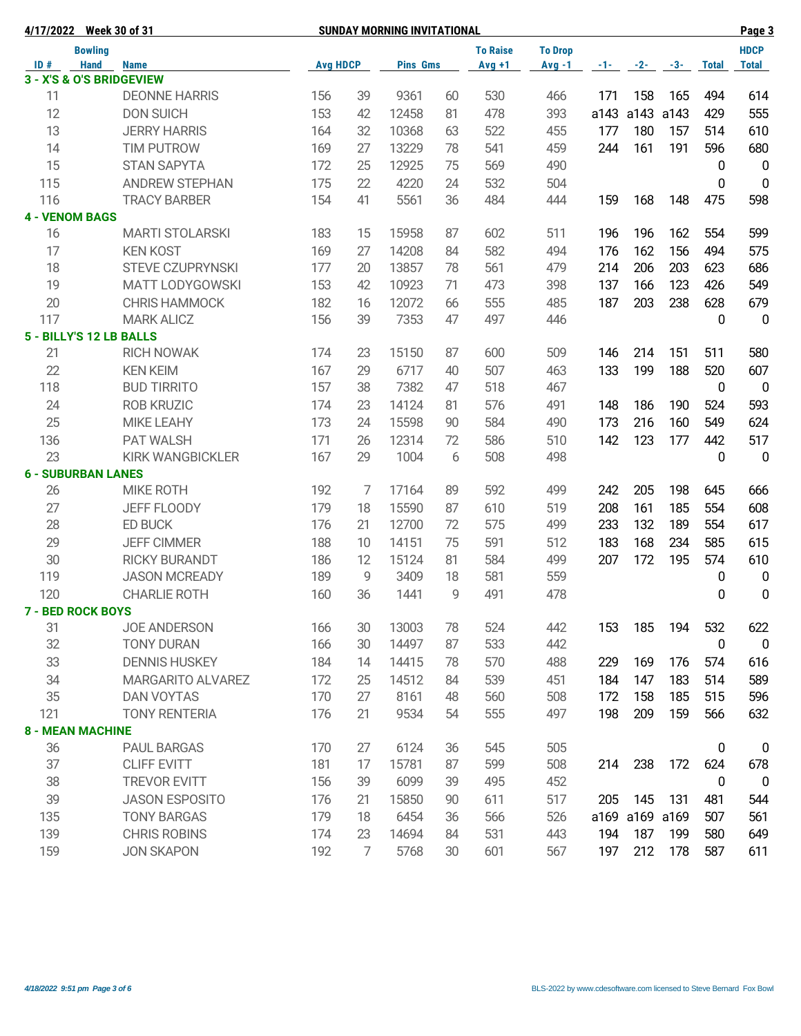4/17/2022 Week 30 of 31 SUNDAY MORNING INVITATIONAL

| ID # | Bowling Hand | Name | Avg | HDCP | Pins | Gms | To Raise Avg +1 | To Drop Avg -1 | -1- | -2- | -3- | Total | HDCP Total |
|---|---|---|---|---|---|---|---|---|---|---|---|---|---|
| **3 - X'S & O'S BRIDGEVIEW** | | | | | | | | | | | | | |
| 11 | | DEONNE HARRIS | 156 | 39 | 9361 | 60 | 530 | 466 | 171 | 158 | 165 | 494 | 614 |
| 12 | | DON SUICH | 153 | 42 | 12458 | 81 | 478 | 393 | a143 | a143 | a143 | 429 | 555 |
| 13 | | JERRY HARRIS | 164 | 32 | 10368 | 63 | 522 | 455 | 177 | 180 | 157 | 514 | 610 |
| 14 | | TIM PUTROW | 169 | 27 | 13229 | 78 | 541 | 459 | 244 | 161 | 191 | 596 | 680 |
| 15 | | STAN SAPYTA | 172 | 25 | 12925 | 75 | 569 | 490 | | | | 0 | 0 |
| 115 | | ANDREW STEPHAN | 175 | 22 | 4220 | 24 | 532 | 504 | | | | 0 | 0 |
| 116 | | TRACY BARBER | 154 | 41 | 5561 | 36 | 484 | 444 | 159 | 168 | 148 | 475 | 598 |
| **4 - VENOM BAGS** | | | | | | | | | | | | | |
| 16 | | MARTI STOLARSKI | 183 | 15 | 15958 | 87 | 602 | 511 | 196 | 196 | 162 | 554 | 599 |
| 17 | | KEN KOST | 169 | 27 | 14208 | 84 | 582 | 494 | 176 | 162 | 156 | 494 | 575 |
| 18 | | STEVE CZUPRYNSKI | 177 | 20 | 13857 | 78 | 561 | 479 | 214 | 206 | 203 | 623 | 686 |
| 19 | | MATT LODYGOWSKI | 153 | 42 | 10923 | 71 | 473 | 398 | 137 | 166 | 123 | 426 | 549 |
| 20 | | CHRIS HAMMOCK | 182 | 16 | 12072 | 66 | 555 | 485 | 187 | 203 | 238 | 628 | 679 |
| 117 | | MARK ALICZ | 156 | 39 | 7353 | 47 | 497 | 446 | | | | 0 | 0 |
| **5 - BILLY'S 12 LB BALLS** | | | | | | | | | | | | | |
| 21 | | RICH NOWAK | 174 | 23 | 15150 | 87 | 600 | 509 | 146 | 214 | 151 | 511 | 580 |
| 22 | | KEN KEIM | 167 | 29 | 6717 | 40 | 507 | 463 | 133 | 199 | 188 | 520 | 607 |
| 118 | | BUD TIRRITO | 157 | 38 | 7382 | 47 | 518 | 467 | | | | 0 | 0 |
| 24 | | ROB KRUZIC | 174 | 23 | 14124 | 81 | 576 | 491 | 148 | 186 | 190 | 524 | 593 |
| 25 | | MIKE LEAHY | 173 | 24 | 15598 | 90 | 584 | 490 | 173 | 216 | 160 | 549 | 624 |
| 136 | | PAT WALSH | 171 | 26 | 12314 | 72 | 586 | 510 | 142 | 123 | 177 | 442 | 517 |
| 23 | | KIRK WANGBICKLER | 167 | 29 | 1004 | 6 | 508 | 498 | | | | 0 | 0 |
| **6 - SUBURBAN LANES** | | | | | | | | | | | | | |
| 26 | | MIKE ROTH | 192 | 7 | 17164 | 89 | 592 | 499 | 242 | 205 | 198 | 645 | 666 |
| 27 | | JEFF FLOODY | 179 | 18 | 15590 | 87 | 610 | 519 | 208 | 161 | 185 | 554 | 608 |
| 28 | | ED BUCK | 176 | 21 | 12700 | 72 | 575 | 499 | 233 | 132 | 189 | 554 | 617 |
| 29 | | JEFF CIMMER | 188 | 10 | 14151 | 75 | 591 | 512 | 183 | 168 | 234 | 585 | 615 |
| 30 | | RICKY BURANDT | 186 | 12 | 15124 | 81 | 584 | 499 | 207 | 172 | 195 | 574 | 610 |
| 119 | | JASON MCREADY | 189 | 9 | 3409 | 18 | 581 | 559 | | | | 0 | 0 |
| 120 | | CHARLIE ROTH | 160 | 36 | 1441 | 9 | 491 | 478 | | | | 0 | 0 |
| **7 - BED ROCK BOYS** | | | | | | | | | | | | | |
| 31 | | JOE ANDERSON | 166 | 30 | 13003 | 78 | 524 | 442 | 153 | 185 | 194 | 532 | 622 |
| 32 | | TONY DURAN | 166 | 30 | 14497 | 87 | 533 | 442 | | | | 0 | 0 |
| 33 | | DENNIS HUSKEY | 184 | 14 | 14415 | 78 | 570 | 488 | 229 | 169 | 176 | 574 | 616 |
| 34 | | MARGARITO ALVAREZ | 172 | 25 | 14512 | 84 | 539 | 451 | 184 | 147 | 183 | 514 | 589 |
| 35 | | DAN VOYTAS | 170 | 27 | 8161 | 48 | 560 | 508 | 172 | 158 | 185 | 515 | 596 |
| 121 | | TONY RENTERIA | 176 | 21 | 9534 | 54 | 555 | 497 | 198 | 209 | 159 | 566 | 632 |
| **8 - MEAN MACHINE** | | | | | | | | | | | | | |
| 36 | | PAUL BARGAS | 170 | 27 | 6124 | 36 | 545 | 505 | | | | 0 | 0 |
| 37 | | CLIFF EVITT | 181 | 17 | 15781 | 87 | 599 | 508 | 214 | 238 | 172 | 624 | 678 |
| 38 | | TREVOR EVITT | 156 | 39 | 6099 | 39 | 495 | 452 | | | | 0 | 0 |
| 39 | | JASON ESPOSITO | 176 | 21 | 15850 | 90 | 611 | 517 | 205 | 145 | 131 | 481 | 544 |
| 135 | | TONY BARGAS | 179 | 18 | 6454 | 36 | 566 | 526 | a169 | a169 | a169 | 507 | 561 |
| 139 | | CHRIS ROBINS | 174 | 23 | 14694 | 84 | 531 | 443 | 194 | 187 | 199 | 580 | 649 |
| 159 | | JON SKAPON | 192 | 7 | 5768 | 30 | 601 | 567 | 197 | 212 | 178 | 587 | 611 |

BLS-2022 by www.cdesoftware.com licensed to Steve Bernard Fox Bowl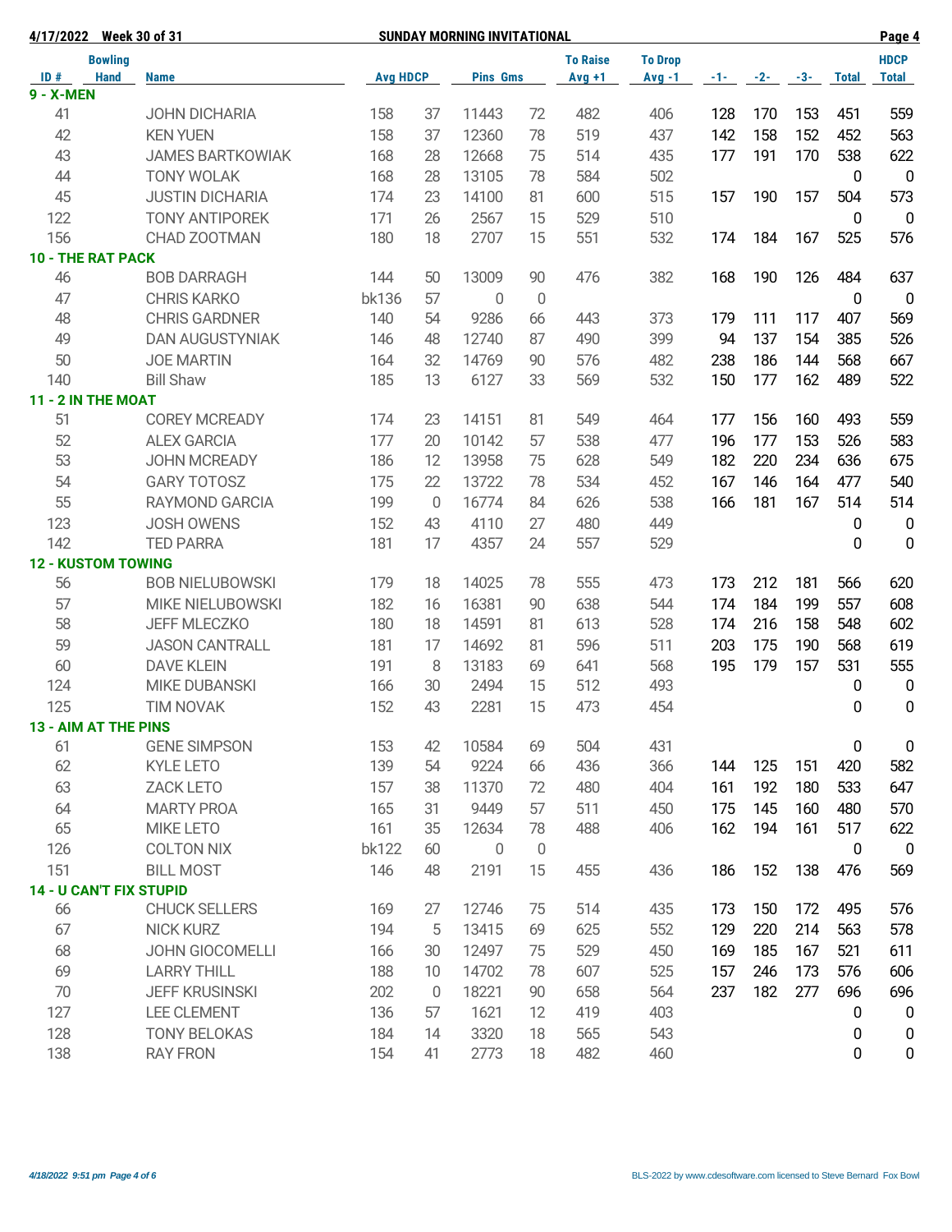4/17/2022 Week 30 of 31 SUNDAY MORNING INVITATIONAL

| ID # | Bowling Hand | Name | Avg | HDCP | Pins | Gms | To Raise Avg +1 | To Drop Avg -1 | -1- | -2- | -3- | Total | HDCP Total |
|---|---|---|---|---|---|---|---|---|---|---|---|---|---|
| **9 - X-MEN** | | | | | | | | | | | | | |
| 41 | | JOHN DICHARIA | 158 | 37 | 11443 | 72 | 482 | 406 | 128 | 170 | 153 | 451 | 559 |
| 42 | | KEN YUEN | 158 | 37 | 12360 | 78 | 519 | 437 | 142 | 158 | 152 | 452 | 563 |
| 43 | | JAMES BARTKOWIAK | 168 | 28 | 12668 | 75 | 514 | 435 | 177 | 191 | 170 | 538 | 622 |
| 44 | | TONY WOLAK | 168 | 28 | 13105 | 78 | 584 | 502 | | | | 0 | 0 |
| 45 | | JUSTIN DICHARIA | 174 | 23 | 14100 | 81 | 600 | 515 | 157 | 190 | 157 | 504 | 573 |
| 122 | | TONY ANTIPOREK | 171 | 26 | 2567 | 15 | 529 | 510 | | | | 0 | 0 |
| 156 | | CHAD ZOOTMAN | 180 | 18 | 2707 | 15 | 551 | 532 | 174 | 184 | 167 | 525 | 576 |
| **10 - THE RAT PACK** | | | | | | | | | | | | | |
| 46 | | BOB DARRAGH | 144 | 50 | 13009 | 90 | 476 | 382 | 168 | 190 | 126 | 484 | 637 |
| 47 | | CHRIS KARKO | bk136 | 57 | 0 | 0 | | | | | | 0 | 0 |
| 48 | | CHRIS GARDNER | 140 | 54 | 9286 | 66 | 443 | 373 | 179 | 111 | 117 | 407 | 569 |
| 49 | | DAN AUGUSTYNIAK | 146 | 48 | 12740 | 87 | 490 | 399 | 94 | 137 | 154 | 385 | 526 |
| 50 | | JOE MARTIN | 164 | 32 | 14769 | 90 | 576 | 482 | 238 | 186 | 144 | 568 | 667 |
| 140 | | Bill Shaw | 185 | 13 | 6127 | 33 | 569 | 532 | 150 | 177 | 162 | 489 | 522 |
| **11 - 2 IN THE MOAT** | | | | | | | | | | | | | |
| 51 | | COREY MCREADY | 174 | 23 | 14151 | 81 | 549 | 464 | 177 | 156 | 160 | 493 | 559 |
| 52 | | ALEX GARCIA | 177 | 20 | 10142 | 57 | 538 | 477 | 196 | 177 | 153 | 526 | 583 |
| 53 | | JOHN MCREADY | 186 | 12 | 13958 | 75 | 628 | 549 | 182 | 220 | 234 | 636 | 675 |
| 54 | | GARY TOTOSZ | 175 | 22 | 13722 | 78 | 534 | 452 | 167 | 146 | 164 | 477 | 540 |
| 55 | | RAYMOND GARCIA | 199 | 0 | 16774 | 84 | 626 | 538 | 166 | 181 | 167 | 514 | 514 |
| 123 | | JOSH OWENS | 152 | 43 | 4110 | 27 | 480 | 449 | | | | 0 | 0 |
| 142 | | TED PARRA | 181 | 17 | 4357 | 24 | 557 | 529 | | | | 0 | 0 |
| **12 - KUSTOM TOWING** | | | | | | | | | | | | | |
| 56 | | BOB NIELUBOWSKI | 179 | 18 | 14025 | 78 | 555 | 473 | 173 | 212 | 181 | 566 | 620 |
| 57 | | MIKE NIELUBOWSKI | 182 | 16 | 16381 | 90 | 638 | 544 | 174 | 184 | 199 | 557 | 608 |
| 58 | | JEFF MLECZKO | 180 | 18 | 14591 | 81 | 613 | 528 | 174 | 216 | 158 | 548 | 602 |
| 59 | | JASON CANTRALL | 181 | 17 | 14692 | 81 | 596 | 511 | 203 | 175 | 190 | 568 | 619 |
| 60 | | DAVE KLEIN | 191 | 8 | 13183 | 69 | 641 | 568 | 195 | 179 | 157 | 531 | 555 |
| 124 | | MIKE DUBANSKI | 166 | 30 | 2494 | 15 | 512 | 493 | | | | 0 | 0 |
| 125 | | TIM NOVAK | 152 | 43 | 2281 | 15 | 473 | 454 | | | | 0 | 0 |
| **13 - AIM AT THE PINS** | | | | | | | | | | | | | |
| 61 | | GENE SIMPSON | 153 | 42 | 10584 | 69 | 504 | 431 | | | | 0 | 0 |
| 62 | | KYLE LETO | 139 | 54 | 9224 | 66 | 436 | 366 | 144 | 125 | 151 | 420 | 582 |
| 63 | | ZACK LETO | 157 | 38 | 11370 | 72 | 480 | 404 | 161 | 192 | 180 | 533 | 647 |
| 64 | | MARTY PROA | 165 | 31 | 9449 | 57 | 511 | 450 | 175 | 145 | 160 | 480 | 570 |
| 65 | | MIKE LETO | 161 | 35 | 12634 | 78 | 488 | 406 | 162 | 194 | 161 | 517 | 622 |
| 126 | | COLTON NIX | bk122 | 60 | 0 | 0 | | | | | | 0 | 0 |
| 151 | | BILL MOST | 146 | 48 | 2191 | 15 | 455 | 436 | 186 | 152 | 138 | 476 | 569 |
| **14 - U CAN'T FIX STUPID** | | | | | | | | | | | | | |
| 66 | | CHUCK SELLERS | 169 | 27 | 12746 | 75 | 514 | 435 | 173 | 150 | 172 | 495 | 576 |
| 67 | | NICK KURZ | 194 | 5 | 13415 | 69 | 625 | 552 | 129 | 220 | 214 | 563 | 578 |
| 68 | | JOHN GIOCOMELLI | 166 | 30 | 12497 | 75 | 529 | 450 | 169 | 185 | 167 | 521 | 611 |
| 69 | | LARRY THILL | 188 | 10 | 14702 | 78 | 607 | 525 | 157 | 246 | 173 | 576 | 606 |
| 70 | | JEFF KRUSINSKI | 202 | 0 | 18221 | 90 | 658 | 564 | 237 | 182 | 277 | 696 | 696 |
| 127 | | LEE CLEMENT | 136 | 57 | 1621 | 12 | 419 | 403 | | | | 0 | 0 |
| 128 | | TONY BELOKAS | 184 | 14 | 3320 | 18 | 565 | 543 | | | | 0 | 0 |
| 138 | | RAY FRON | 154 | 41 | 2773 | 18 | 482 | 460 | | | | 0 | 0 |

BLS-2022 by www.cdesoftware.com licensed to Steve Bernard Fox Bowl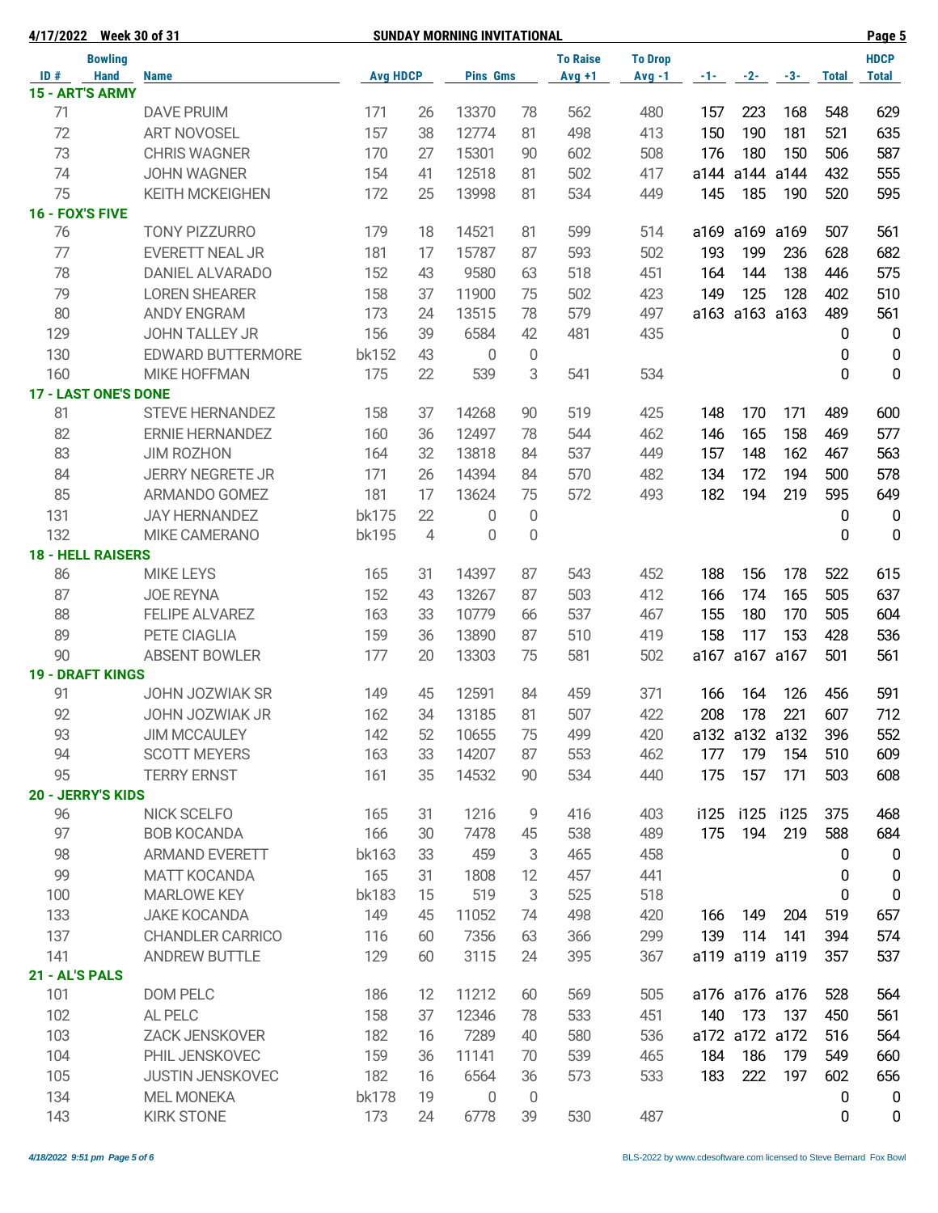4/17/2022 Week 30 of 31 — SUNDAY MORNING INVITATIONAL

| ID # | Bowling Hand | Name | Avg | HDCP | Pins | Gms | To Raise Avg +1 | To Drop Avg -1 | -1- | -2- | -3- | Total | HDCP Total |
|---|---|---|---|---|---|---|---|---|---|---|---|---|---|
| **15 - ART'S ARMY** | | | | | | | | | | | | | |
| 71 | | DAVE PRUIM | 171 | 26 | 13370 | 78 | 562 | 480 | 157 | 223 | 168 | 548 | 629 |
| 72 | | ART NOVOSEL | 157 | 38 | 12774 | 81 | 498 | 413 | 150 | 190 | 181 | 521 | 635 |
| 73 | | CHRIS WAGNER | 170 | 27 | 15301 | 90 | 602 | 508 | 176 | 180 | 150 | 506 | 587 |
| 74 | | JOHN WAGNER | 154 | 41 | 12518 | 81 | 502 | 417 | a144 | a144 | a144 | 432 | 555 |
| 75 | | KEITH MCKEIGHEN | 172 | 25 | 13998 | 81 | 534 | 449 | 145 | 185 | 190 | 520 | 595 |
| **16 - FOX'S FIVE** | | | | | | | | | | | | | |
| 76 | | TONY PIZZURRO | 179 | 18 | 14521 | 81 | 599 | 514 | a169 | a169 | a169 | 507 | 561 |
| 77 | | EVERETT NEAL JR | 181 | 17 | 15787 | 87 | 593 | 502 | 193 | 199 | 236 | 628 | 682 |
| 78 | | DANIEL ALVARADO | 152 | 43 | 9580 | 63 | 518 | 451 | 164 | 144 | 138 | 446 | 575 |
| 79 | | LOREN SHEARER | 158 | 37 | 11900 | 75 | 502 | 423 | 149 | 125 | 128 | 402 | 510 |
| 80 | | ANDY ENGRAM | 173 | 24 | 13515 | 78 | 579 | 497 | a163 | a163 | a163 | 489 | 561 |
| 129 | | JOHN TALLEY JR | 156 | 39 | 6584 | 42 | 481 | 435 | | | | 0 | 0 |
| 130 | | EDWARD BUTTERMORE | bk152 | 43 | 0 | 0 | | | | | | 0 | 0 |
| 160 | | MIKE HOFFMAN | 175 | 22 | 539 | 3 | 541 | 534 | | | | 0 | 0 |
| **17 - LAST ONE'S DONE** | | | | | | | | | | | | | |
| 81 | | STEVE HERNANDEZ | 158 | 37 | 14268 | 90 | 519 | 425 | 148 | 170 | 171 | 489 | 600 |
| 82 | | ERNIE HERNANDEZ | 160 | 36 | 12497 | 78 | 544 | 462 | 146 | 165 | 158 | 469 | 577 |
| 83 | | JIM ROZHON | 164 | 32 | 13818 | 84 | 537 | 449 | 157 | 148 | 162 | 467 | 563 |
| 84 | | JERRY NEGRETE JR | 171 | 26 | 14394 | 84 | 570 | 482 | 134 | 172 | 194 | 500 | 578 |
| 85 | | ARMANDO GOMEZ | 181 | 17 | 13624 | 75 | 572 | 493 | 182 | 194 | 219 | 595 | 649 |
| 131 | | JAY HERNANDEZ | bk175 | 22 | 0 | 0 | | | | | | 0 | 0 |
| 132 | | MIKE CAMERANO | bk195 | 4 | 0 | 0 | | | | | | 0 | 0 |
| **18 - HELL RAISERS** | | | | | | | | | | | | | |
| 86 | | MIKE LEYS | 165 | 31 | 14397 | 87 | 543 | 452 | 188 | 156 | 178 | 522 | 615 |
| 87 | | JOE REYNA | 152 | 43 | 13267 | 87 | 503 | 412 | 166 | 174 | 165 | 505 | 637 |
| 88 | | FELIPE ALVAREZ | 163 | 33 | 10779 | 66 | 537 | 467 | 155 | 180 | 170 | 505 | 604 |
| 89 | | PETE CIAGLIA | 159 | 36 | 13890 | 87 | 510 | 419 | 158 | 117 | 153 | 428 | 536 |
| 90 | | ABSENT BOWLER | 177 | 20 | 13303 | 75 | 581 | 502 | a167 | a167 | a167 | 501 | 561 |
| **19 - DRAFT KINGS** | | | | | | | | | | | | | |
| 91 | | JOHN JOZWIAK SR | 149 | 45 | 12591 | 84 | 459 | 371 | 166 | 164 | 126 | 456 | 591 |
| 92 | | JOHN JOZWIAK JR | 162 | 34 | 13185 | 81 | 507 | 422 | 208 | 178 | 221 | 607 | 712 |
| 93 | | JIM MCCAULEY | 142 | 52 | 10655 | 75 | 499 | 420 | a132 | a132 | a132 | 396 | 552 |
| 94 | | SCOTT MEYERS | 163 | 33 | 14207 | 87 | 553 | 462 | 177 | 179 | 154 | 510 | 609 |
| 95 | | TERRY ERNST | 161 | 35 | 14532 | 90 | 534 | 440 | 175 | 157 | 171 | 503 | 608 |
| **20 - JERRY'S KIDS** | | | | | | | | | | | | | |
| 96 | | NICK SCELFO | 165 | 31 | 1216 | 9 | 416 | 403 | i125 | i125 | i125 | 375 | 468 |
| 97 | | BOB KOCANDA | 166 | 30 | 7478 | 45 | 538 | 489 | 175 | 194 | 219 | 588 | 684 |
| 98 | | ARMAND EVERETT | bk163 | 33 | 459 | 3 | 465 | 458 | | | | 0 | 0 |
| 99 | | MATT KOCANDA | 165 | 31 | 1808 | 12 | 457 | 441 | | | | 0 | 0 |
| 100 | | MARLOWE KEY | bk183 | 15 | 519 | 3 | 525 | 518 | | | | 0 | 0 |
| 133 | | JAKE KOCANDA | 149 | 45 | 11052 | 74 | 498 | 420 | 166 | 149 | 204 | 519 | 657 |
| 137 | | CHANDLER CARRICO | 116 | 60 | 7356 | 63 | 366 | 299 | 139 | 114 | 141 | 394 | 574 |
| 141 | | ANDREW BUTTLE | 129 | 60 | 3115 | 24 | 395 | 367 | a119 | a119 | a119 | 357 | 537 |
| **21 - AL'S PALS** | | | | | | | | | | | | | |
| 101 | | DOM PELC | 186 | 12 | 11212 | 60 | 569 | 505 | a176 | a176 | a176 | 528 | 564 |
| 102 | | AL PELC | 158 | 37 | 12346 | 78 | 533 | 451 | 140 | 173 | 137 | 450 | 561 |
| 103 | | ZACK JENSKOVER | 182 | 16 | 7289 | 40 | 580 | 536 | a172 | a172 | a172 | 516 | 564 |
| 104 | | PHIL JENSKOVEC | 159 | 36 | 11141 | 70 | 539 | 465 | 184 | 186 | 179 | 549 | 660 |
| 105 | | JUSTIN JENSKOVEC | 182 | 16 | 6564 | 36 | 573 | 533 | 183 | 222 | 197 | 602 | 656 |
| 134 | | MEL MONEKA | bk178 | 19 | 0 | 0 | | | | | | 0 | 0 |
| 143 | | KIRK STONE | 173 | 24 | 6778 | 39 | 530 | 487 | | | | 0 | 0 |

4/18/2022 9:51 pm

BLS-2022 by www.cdesoftware.com licensed to Steve Bernard Fox Bowl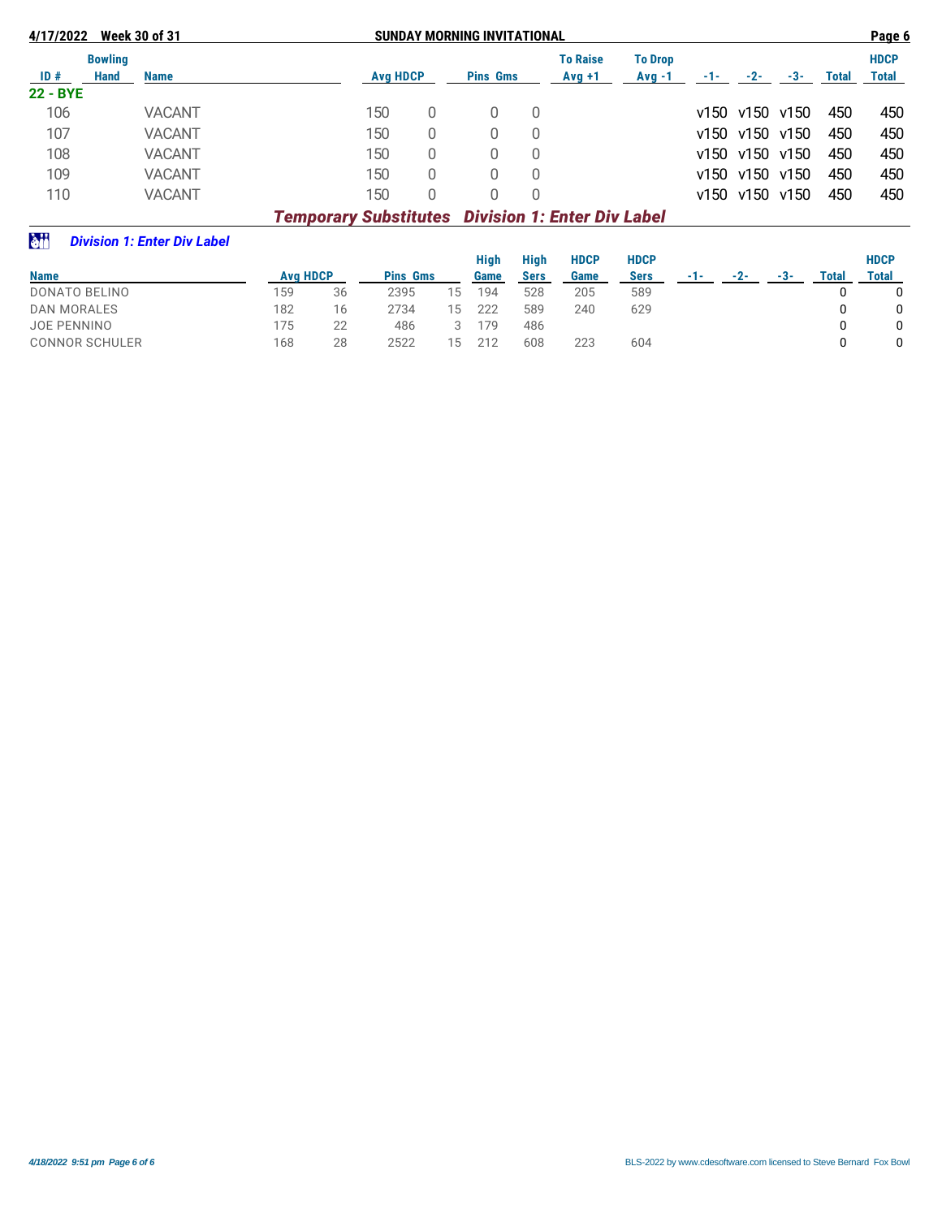**SUNDAY MORNING INVITATIONAL**

4/17/2022 Week 30 of 31

| ID # | Bowling Hand | Name | Avg | HDCP | Pins | Gms | To Raise Avg +1 | To Drop Avg -1 | -1- | -2- | -3- | Total | HDCP Total |
|---|---|---|---|---|---|---|---|---|---|---|---|---|---|
| **22 - BYE** | | | | | | | | | | | | | |
| 106 | | VACANT | 150 | 0 | 0 | 0 | | | v150 | v150 | v150 | 450 | 450 |
| 107 | | VACANT | 150 | 0 | 0 | 0 | | | v150 | v150 | v150 | 450 | 450 |
| 108 | | VACANT | 150 | 0 | 0 | 0 | | | v150 | v150 | v150 | 450 | 450 |
| 109 | | VACANT | 150 | 0 | 0 | 0 | | | v150 | v150 | v150 | 450 | 450 |
| 110 | | VACANT | 150 | 0 | 0 | 0 | | | v150 | v150 | v150 | 450 | 450 |

## *Temporary Substitutes Division 1: Enter Div Label*

*Division 1: Enter Div Label*

| Name | Avg | HDCP | Pins | Gms | High Game | High Sers | HDCP Game | HDCP Sers | -1- | -2- | -3- | Total | HDCP Total |
|---|---|---|---|---|---|---|---|---|---|---|---|---|---|
| DONATO BELINO | 159 | 36 | 2395 | 15 | 194 | 528 | 205 | 589 | | | | 0 | 0 |
| DAN MORALES | 182 | 16 | 2734 | 15 | 222 | 589 | 240 | 629 | | | | 0 | 0 |
| JOE PENNINO | 175 | 22 | 486 | 3 | 179 | 486 | | | | | | 0 | 0 |
| CONNOR SCHULER | 168 | 28 | 2522 | 15 | 212 | 608 | 223 | 604 | | | | 0 | 0 |

*4/18/2022 9:51 pm*

BLS-2022 by www.cdesoftware.com licensed to Steve Bernard Fox Bowl